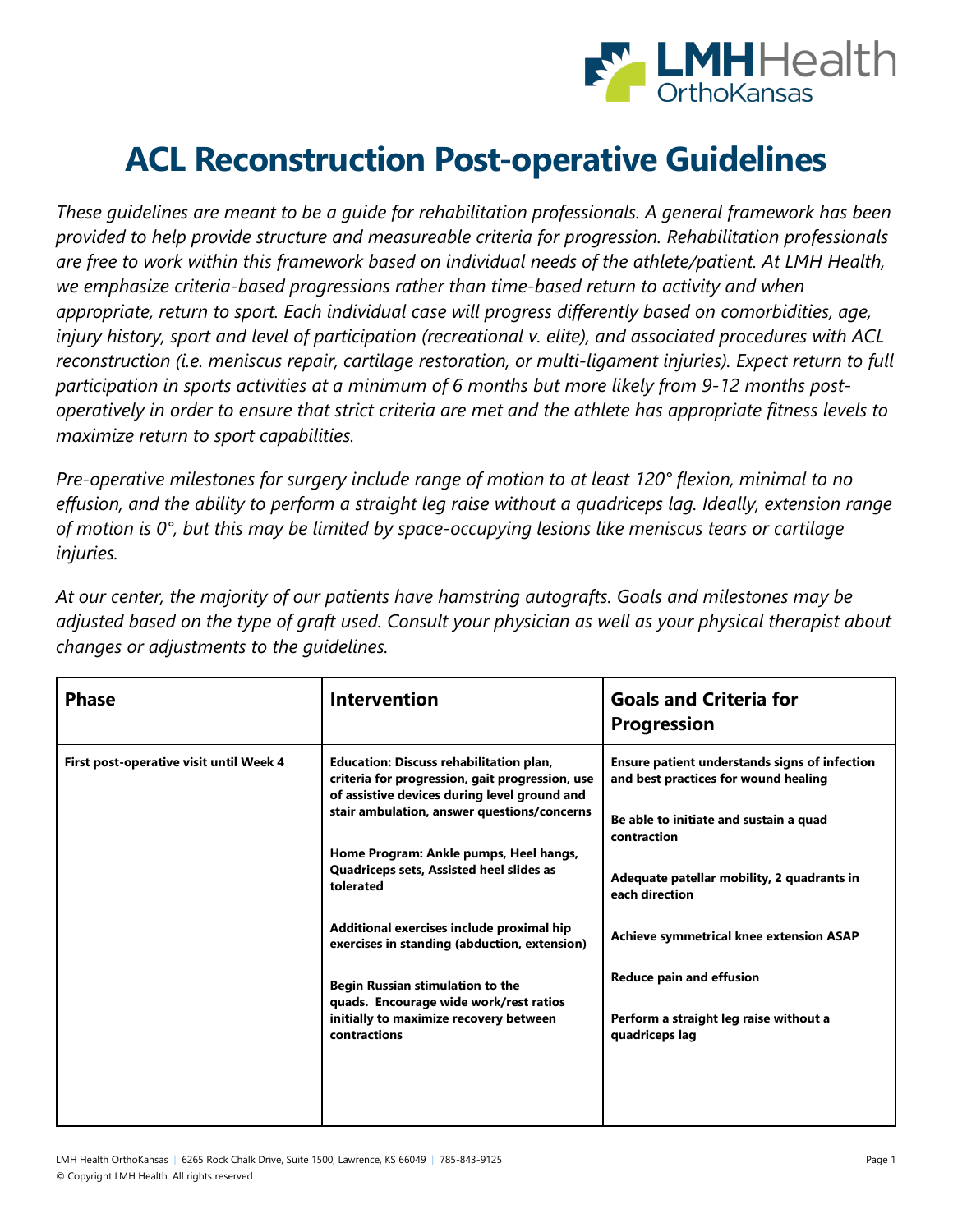# ACL Reconstruction Post-operative Guidelines

*These guidelines are meant to be a guide for rehabilitation professionals. A general framework has been provided to help provide structure and measureable criteria for progression. Rehabilitation professionals are free to work within this framework based on individual needs of the athlete/patient. At LMH Health, we emphasize criteria-based progressions rather than time-based return to activity and when appropriate, return to sport. Each individual case will progress differently based on comorbidities, age, injury history, sport and level of participation (recreational v. elite), and associated procedures with ACL reconstruction (i.e. meniscus repair, cartilage restoration, or multi-ligament injuries). Expect return to full participation in sports activities at a minimum of 6 months but more likely from 9-12 months post-operatively in order to ensure that strict criteria are met and the athlete has appropriate fitness levels to maximize return to sport capabilities.*

*Pre-operative milestones for surgery include range of motion to at least 120° flexion, minimal to no effusion, and the ability to perform a straight leg raise without a quadriceps lag. Ideally, extension range of motion is 0°, but this may be limited by space-occupying lesions like meniscus tears or cartilage injuries.*

*At our center, the majority of our patients have hamstring autografts. Goals and milestones may be adjusted based on the type of graft used. Consult your physician as well as your physical therapist about changes or adjustments to the guidelines.*

| Phase | Intervention | Goals and Criteria for Progression |
|---|---|---|
| **First post-operative visit until Week 4** | **Education: Discuss rehabilitation plan, criteria for progression, gait progression, use of assistive devices during level ground and stair ambulation, answer questions/concerns**<br><br>**Home Program: Ankle pumps, Heel hangs, Quadriceps sets, Assisted heel slides as tolerated**<br><br>**Additional exercises include proximal hip exercises in standing (abduction, extension)**<br><br>**Begin Russian stimulation to the quads. Encourage wide work/rest ratios initially to maximize recovery between contractions** | **Ensure patient understands signs of infection and best practices for wound healing**<br><br>**Be able to initiate and sustain a quad contraction**<br><br>**Adequate patellar mobility, 2 quadrants in each direction**<br><br>**Achieve symmetrical knee extension ASAP**<br><br>**Reduce pain and effusion**<br><br>**Perform a straight leg raise without a quadriceps lag** |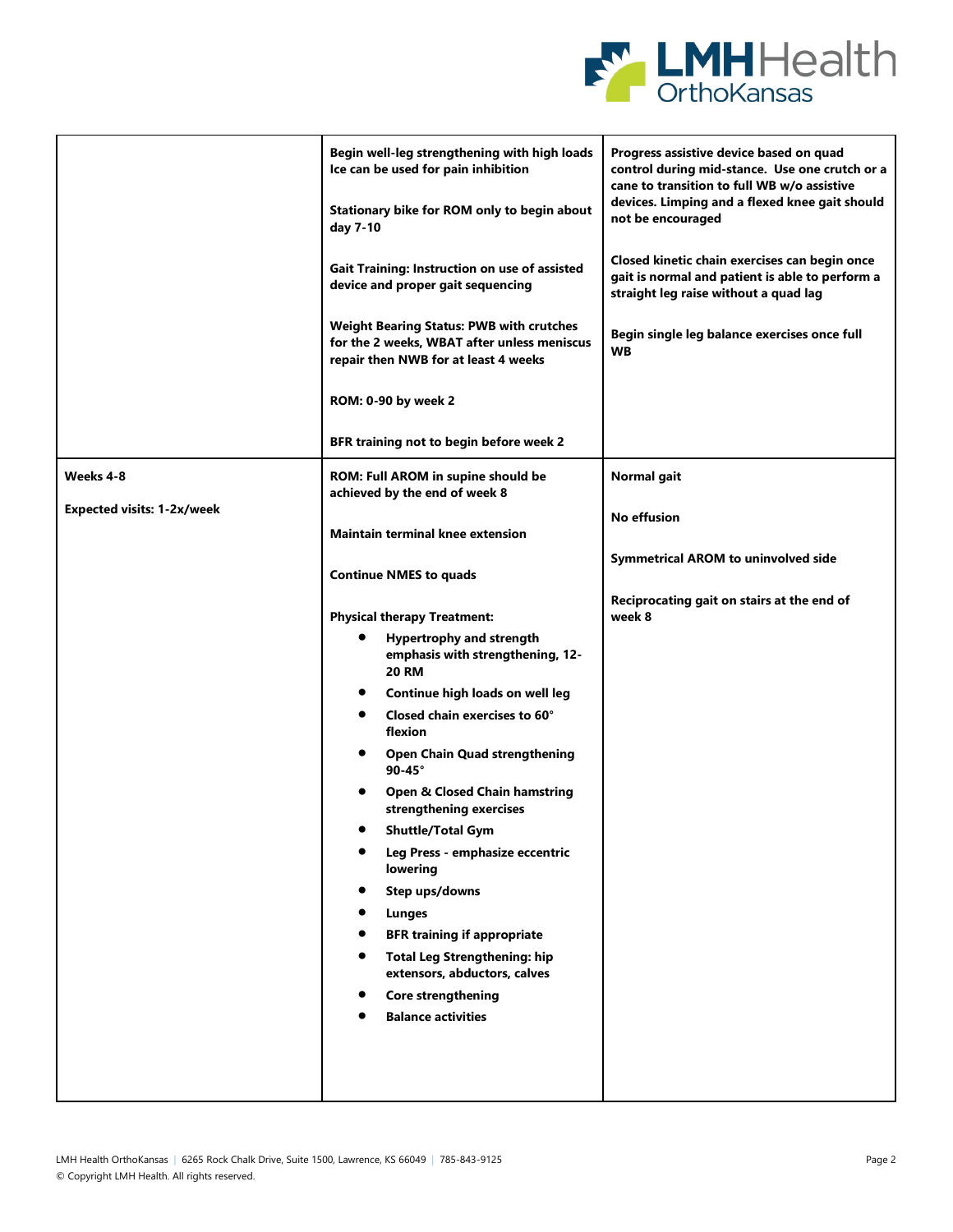| | | |
|---|---|---|
| | **Begin well-leg strengthening with high loads**<br>**Ice can be used for pain inhibition**<br><br>**Stationary bike for ROM only to begin about day 7-10**<br><br>**Gait Training: Instruction on use of assisted device and proper gait sequencing**<br><br>**Weight Bearing Status: PWB with crutches for the 2 weeks, WBAT after unless meniscus repair then NWB for at least 4 weeks**<br><br>**ROM: 0-90 by week 2**<br><br>**BFR training not to begin before week 2** | **Progress assistive device based on quad control during mid-stance. Use one crutch or a cane to transition to full WB w/o assistive devices. Limping and a flexed knee gait should not be encouraged**<br><br>**Closed kinetic chain exercises can begin once gait is normal and patient is able to perform a straight leg raise without a quad lag**<br><br>**Begin single leg balance exercises once full WB** |
| **Weeks 4-8**<br><br>**Expected visits: 1-2x/week** | **ROM: Full AROM in supine should be achieved by the end of week 8**<br><br>**Maintain terminal knee extension**<br><br>**Continue NMES to quads**<br><br>**Physical therapy Treatment:**<br>• **Hypertrophy and strength emphasis with strengthening, 12-20 RM**<br>• **Continue high loads on well leg**<br>• **Closed chain exercises to 60° flexion**<br>• **Open Chain Quad strengthening 90-45°**<br>• **Open & Closed Chain hamstring strengthening exercises**<br>• **Shuttle/Total Gym**<br>• **Leg Press - emphasize eccentric lowering**<br>• **Step ups/downs**<br>• **Lunges**<br>• **BFR training if appropriate**<br>• **Total Leg Strengthening: hip extensors, abductors, calves**<br>• **Core strengthening**<br>• **Balance activities** | **Normal gait**<br><br>**No effusion**<br><br>**Symmetrical AROM to uninvolved side**<br><br>**Reciprocating gait on stairs at the end of week 8** |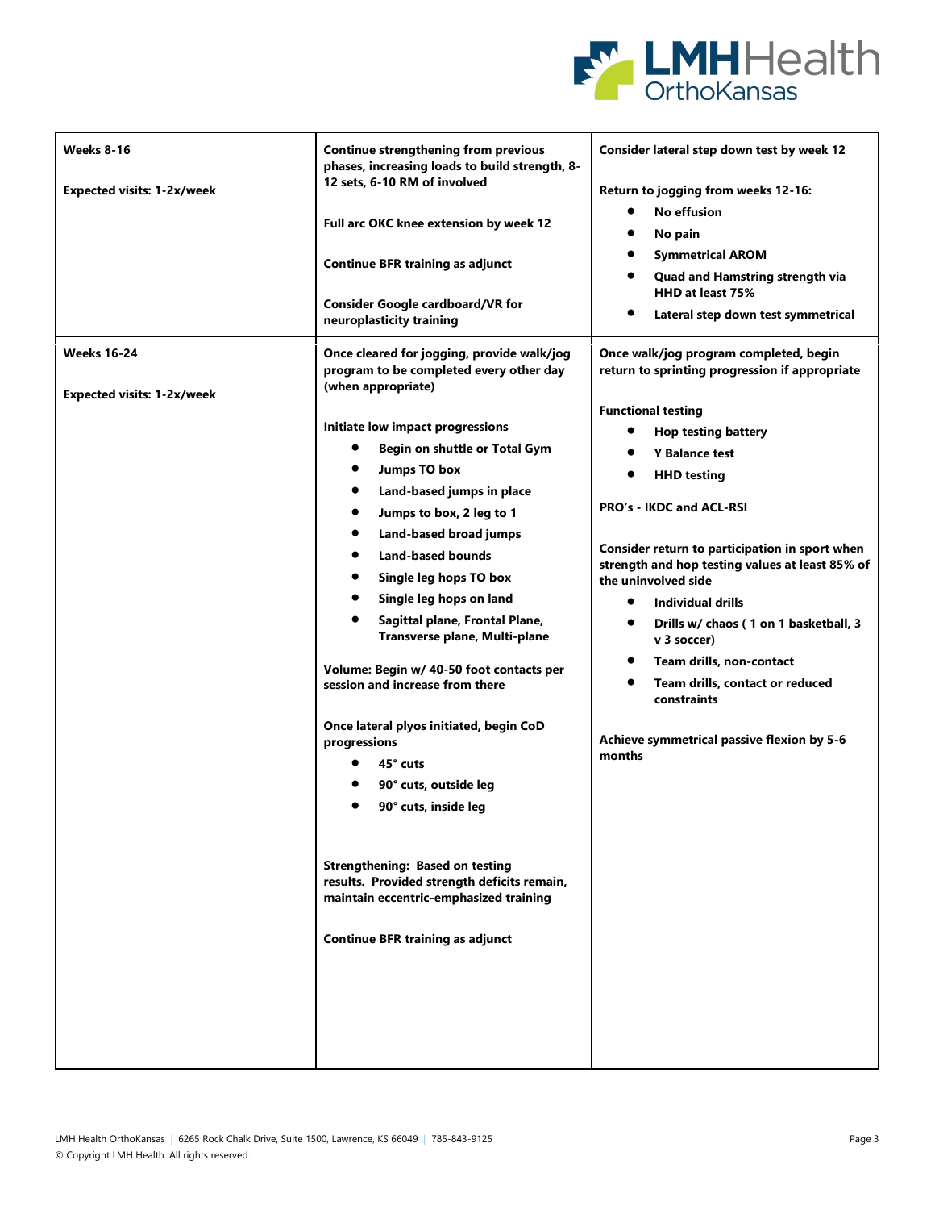| | | |
|---|---|---|
| **Weeks 8-16**<br><br>**Expected visits: 1-2x/week** | **Continue strengthening from previous phases, increasing loads to build strength, 8-12 sets, 6-10 RM of involved**<br><br>**Full arc OKC knee extension by week 12**<br><br>**Continue BFR training as adjunct**<br><br>**Consider Google cardboard/VR for neuroplasticity training** | **Consider lateral step down test by week 12**<br><br>**Return to jogging from weeks 12-16:**<br>• **No effusion**<br>• **No pain**<br>• **Symmetrical AROM**<br>• **Quad and Hamstring strength via HHD at least 75%**<br>• **Lateral step down test symmetrical** |
| **Weeks 16-24**<br><br>**Expected visits: 1-2x/week** | **Once cleared for jogging, provide walk/jog program to be completed every other day (when appropriate)**<br><br>**Initiate low impact progressions**<br>• **Begin on shuttle or Total Gym**<br>• **Jumps TO box**<br>• **Land-based jumps in place**<br>• **Jumps to box, 2 leg to 1**<br>• **Land-based broad jumps**<br>• **Land-based bounds**<br>• **Single leg hops TO box**<br>• **Single leg hops on land**<br>• **Sagittal plane, Frontal Plane, Transverse plane, Multi-plane**<br><br>**Volume: Begin w/ 40-50 foot contacts per session and increase from there**<br><br>**Once lateral plyos initiated, begin CoD progressions**<br>• **45° cuts**<br>• **90° cuts, outside leg**<br>• **90° cuts, inside leg**<br><br>**Strengthening: Based on testing results. Provided strength deficits remain, maintain eccentric-emphasized training**<br><br>**Continue BFR training as adjunct** | **Once walk/jog program completed, begin return to sprinting progression if appropriate**<br><br>**Functional testing**<br>• **Hop testing battery**<br>• **Y Balance test**<br>• **HHD testing**<br><br>**PRO's - IKDC and ACL-RSI**<br><br>**Consider return to participation in sport when strength and hop testing values at least 85% of the uninvolved side**<br>• **Individual drills**<br>• **Drills w/ chaos ( 1 on 1 basketball, 3 v 3 soccer)**<br>• **Team drills, non-contact**<br>• **Team drills, contact or reduced constraints**<br><br>**Achieve symmetrical passive flexion by 5-6 months** |

LMH Health OrthoKansas | 6265 Rock Chalk Drive, Suite 1500, Lawrence, KS 66049 | 785-843-9125
© Copyright LMH Health. All rights reserved.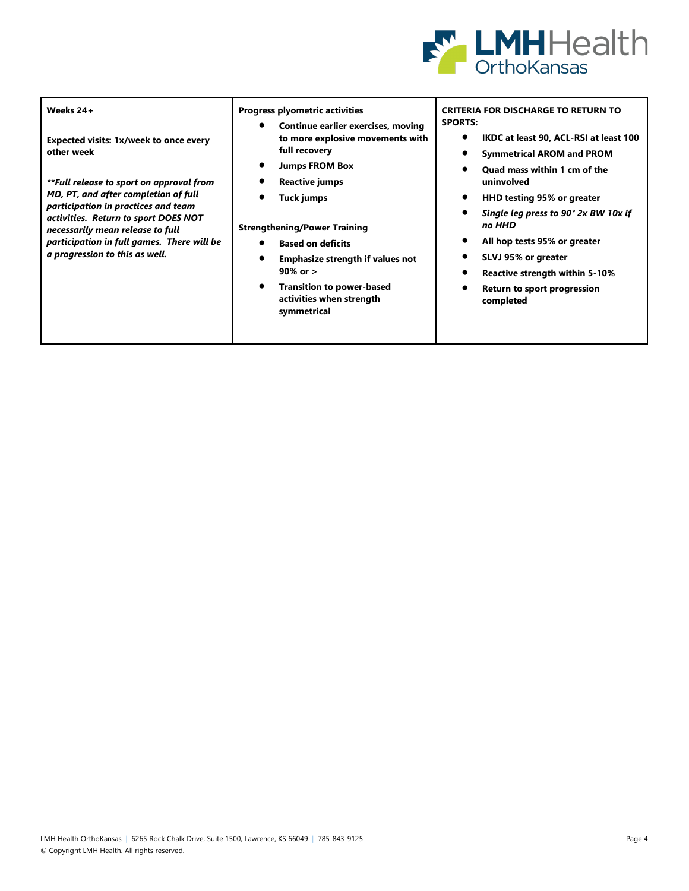| | | |
|---|---|---|
| **Weeks 24+**<br><br>**Expected visits: 1x/week to once every other week**<br><br>***\*\*Full release to sport on approval from MD, PT, and after completion of full participation in practices and team activities. Return to sport DOES NOT necessarily mean release to full participation in full games. There will be a progression to this as well.*** | **Progress plyometric activities**<br>• **Continue earlier exercises, moving to more explosive movements with full recovery**<br>• **Jumps FROM Box**<br>• **Reactive jumps**<br>• **Tuck jumps**<br><br>**Strengthening/Power Training**<br>• **Based on deficits**<br>• **Emphasize strength if values not 90% or >**<br>• **Transition to power-based activities when strength symmetrical** | **CRITERIA FOR DISCHARGE TO RETURN TO SPORTS:**<br>• **IKDC at least 90, ACL-RSI at least 100**<br>• **Symmetrical AROM and PROM**<br>• **Quad mass within 1 cm of the uninvolved**<br>• **HHD testing 95% or greater**<br>• ***Single leg press to 90° 2x BW 10x if no HHD***<br>• **All hop tests 95% or greater**<br>• **SLVJ 95% or greater**<br>• **Reactive strength within 5-10%**<br>• **Return to sport progression completed** |